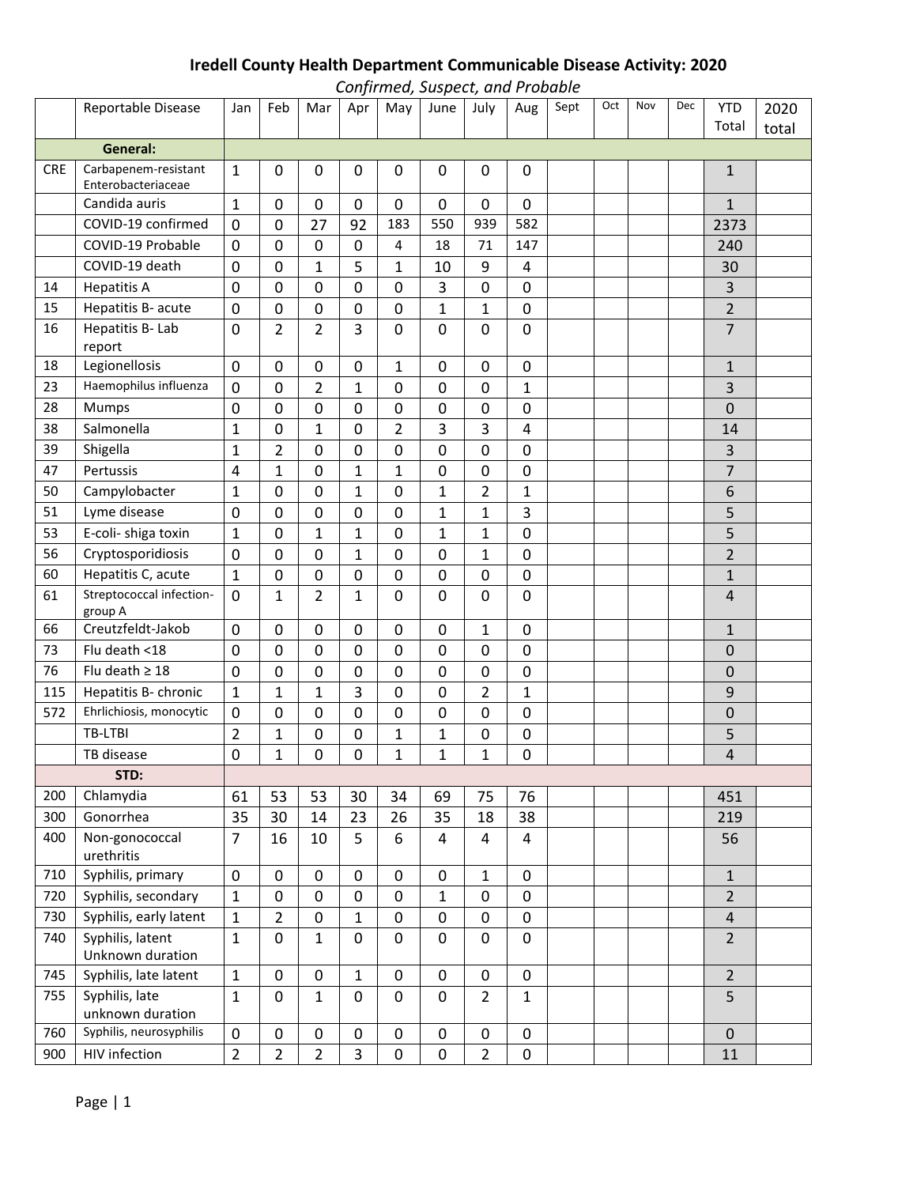## Iredell County Health Department Communicable Disease Activity: 2020

*Confirmed, Suspect, and Probable*

| | Reportable Disease | Jan | Feb | Mar | Apr | May | June | July | Aug | Sept | Oct | Nov | Dec | YTD Total | 2020 total |
|---|---|---|---|---|---|---|---|---|---|---|---|---|---|---|---|
| | **General:** | | | | | | | | | | | | | | |
| CRE | Carbapenem-resistant Enterobacteriaceae | 1 | 0 | 0 | 0 | 0 | 0 | 0 | 0 | | | | | 1 | |
| | Candida auris | 1 | 0 | 0 | 0 | 0 | 0 | 0 | 0 | | | | | 1 | |
| | COVID-19 confirmed | 0 | 0 | 27 | 92 | 183 | 550 | 939 | 582 | | | | | 2373 | |
| | COVID-19 Probable | 0 | 0 | 0 | 0 | 4 | 18 | 71 | 147 | | | | | 240 | |
| | COVID-19 death | 0 | 0 | 1 | 5 | 1 | 10 | 9 | 4 | | | | | 30 | |
| 14 | Hepatitis A | 0 | 0 | 0 | 0 | 0 | 3 | 0 | 0 | | | | | 3 | |
| 15 | Hepatitis B- acute | 0 | 0 | 0 | 0 | 0 | 1 | 1 | 0 | | | | | 2 | |
| 16 | Hepatitis B- Lab report | 0 | 2 | 2 | 3 | 0 | 0 | 0 | 0 | | | | | 7 | |
| 18 | Legionellosis | 0 | 0 | 0 | 0 | 1 | 0 | 0 | 0 | | | | | 1 | |
| 23 | Haemophilus influenza | 0 | 0 | 2 | 1 | 0 | 0 | 0 | 1 | | | | | 3 | |
| 28 | Mumps | 0 | 0 | 0 | 0 | 0 | 0 | 0 | 0 | | | | | 0 | |
| 38 | Salmonella | 1 | 0 | 1 | 0 | 2 | 3 | 3 | 4 | | | | | 14 | |
| 39 | Shigella | 1 | 2 | 0 | 0 | 0 | 0 | 0 | 0 | | | | | 3 | |
| 47 | Pertussis | 4 | 1 | 0 | 1 | 1 | 0 | 0 | 0 | | | | | 7 | |
| 50 | Campylobacter | 1 | 0 | 0 | 1 | 0 | 1 | 2 | 1 | | | | | 6 | |
| 51 | Lyme disease | 0 | 0 | 0 | 0 | 0 | 1 | 1 | 3 | | | | | 5 | |
| 53 | E-coli- shiga toxin | 1 | 0 | 1 | 1 | 0 | 1 | 1 | 0 | | | | | 5 | |
| 56 | Cryptosporidiosis | 0 | 0 | 0 | 1 | 0 | 0 | 1 | 0 | | | | | 2 | |
| 60 | Hepatitis C, acute | 1 | 0 | 0 | 0 | 0 | 0 | 0 | 0 | | | | | 1 | |
| 61 | Streptococcal infection-group A | 0 | 1 | 2 | 1 | 0 | 0 | 0 | 0 | | | | | 4 | |
| 66 | Creutzfeldt-Jakob | 0 | 0 | 0 | 0 | 0 | 0 | 1 | 0 | | | | | 1 | |
| 73 | Flu death <18 | 0 | 0 | 0 | 0 | 0 | 0 | 0 | 0 | | | | | 0 | |
| 76 | Flu death ≥ 18 | 0 | 0 | 0 | 0 | 0 | 0 | 0 | 0 | | | | | 0 | |
| 115 | Hepatitis B- chronic | 1 | 1 | 1 | 3 | 0 | 0 | 2 | 1 | | | | | 9 | |
| 572 | Ehrlichiosis, monocytic | 0 | 0 | 0 | 0 | 0 | 0 | 0 | 0 | | | | | 0 | |
| | TB-LTBI | 2 | 1 | 0 | 0 | 1 | 1 | 0 | 0 | | | | | 5 | |
| | TB disease | 0 | 1 | 0 | 0 | 1 | 1 | 1 | 0 | | | | | 4 | |
| | **STD:** | | | | | | | | | | | | | | |
| 200 | Chlamydia | 61 | 53 | 53 | 30 | 34 | 69 | 75 | 76 | | | | | 451 | |
| 300 | Gonorrhea | 35 | 30 | 14 | 23 | 26 | 35 | 18 | 38 | | | | | 219 | |
| 400 | Non-gonococcal urethritis | 7 | 16 | 10 | 5 | 6 | 4 | 4 | 4 | | | | | 56 | |
| 710 | Syphilis, primary | 0 | 0 | 0 | 0 | 0 | 0 | 1 | 0 | | | | | 1 | |
| 720 | Syphilis, secondary | 1 | 0 | 0 | 0 | 0 | 1 | 0 | 0 | | | | | 2 | |
| 730 | Syphilis, early latent | 1 | 2 | 0 | 1 | 0 | 0 | 0 | 0 | | | | | 4 | |
| 740 | Syphilis, latent Unknown duration | 1 | 0 | 1 | 0 | 0 | 0 | 0 | 0 | | | | | 2 | |
| 745 | Syphilis, late latent | 1 | 0 | 0 | 1 | 0 | 0 | 0 | 0 | | | | | 2 | |
| 755 | Syphilis, late unknown duration | 1 | 0 | 1 | 0 | 0 | 0 | 2 | 1 | | | | | 5 | |
| 760 | Syphilis, neurosyphilis | 0 | 0 | 0 | 0 | 0 | 0 | 0 | 0 | | | | | 0 | |
| 900 | HIV infection | 2 | 2 | 2 | 3 | 0 | 0 | 2 | 0 | | | | | 11 | |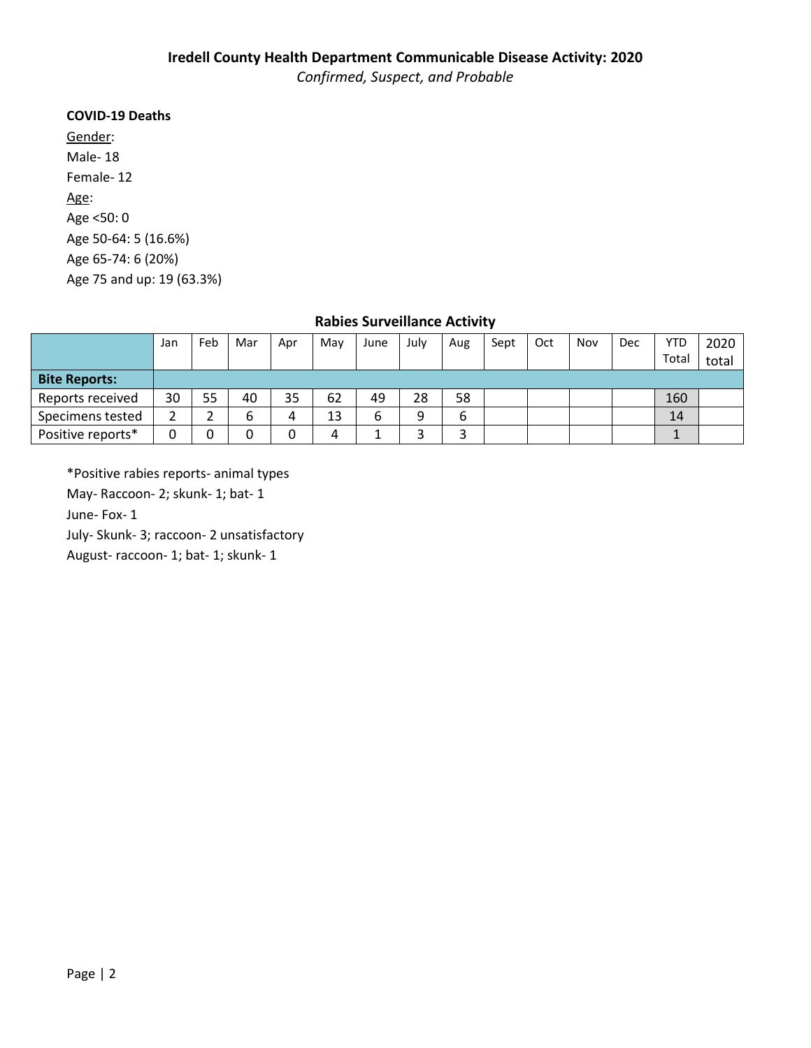**Iredell County Health Department Communicable Disease Activity: 2020**

*Confirmed, Suspect, and Probable*

**COVID-19 Deaths**

Gender:

Male- 18

Female- 12

Age:

Age <50: 0

Age 50-64: 5 (16.6%)

Age 65-74: 6 (20%)

Age 75 and up: 19 (63.3%)

**Rabies Surveillance Activity**

| | Jan | Feb | Mar | Apr | May | June | July | Aug | Sept | Oct | Nov | Dec | YTD Total | 2020 total |
|---|---|---|---|---|---|---|---|---|---|---|---|---|---|---|
| **Bite Reports:** | | | | | | | | | | | | | | |
| Reports received | 30 | 55 | 40 | 35 | 62 | 49 | 28 | 58 | | | | | 160 | |
| Specimens tested | 2 | 2 | 6 | 4 | 13 | 6 | 9 | 6 | | | | | 14 | |
| Positive reports* | 0 | 0 | 0 | 0 | 4 | 1 | 3 | 3 | | | | | 1 | |

*Positive rabies reports- animal types

May- Raccoon- 2; skunk- 1; bat- 1

June- Fox- 1

July- Skunk- 3; raccoon- 2 unsatisfactory

August- raccoon- 1; bat- 1; skunk- 1